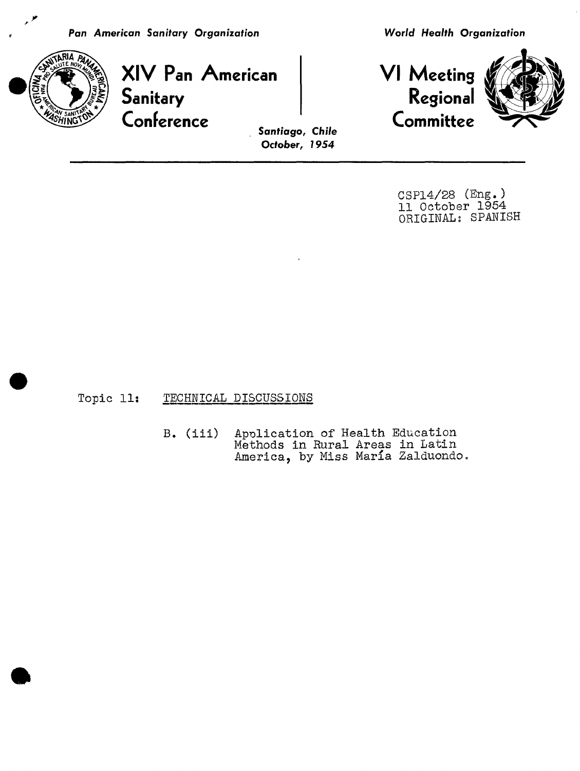Pan American Sanitary Organization

World Health Organization

# XIV Pan American Sanitary Conference

# VI Meeting Regional Committee

Santiago, Chile
October, 1954

CSP14/28 (Eng.)
11 October 1954
ORIGINAL: SPANISH

Topic 11: TECHNICAL DISCUSSIONS

B. (iii) Apolication of Health Education Methods in Rural Areas in Latin America, by Miss María Zalduondo.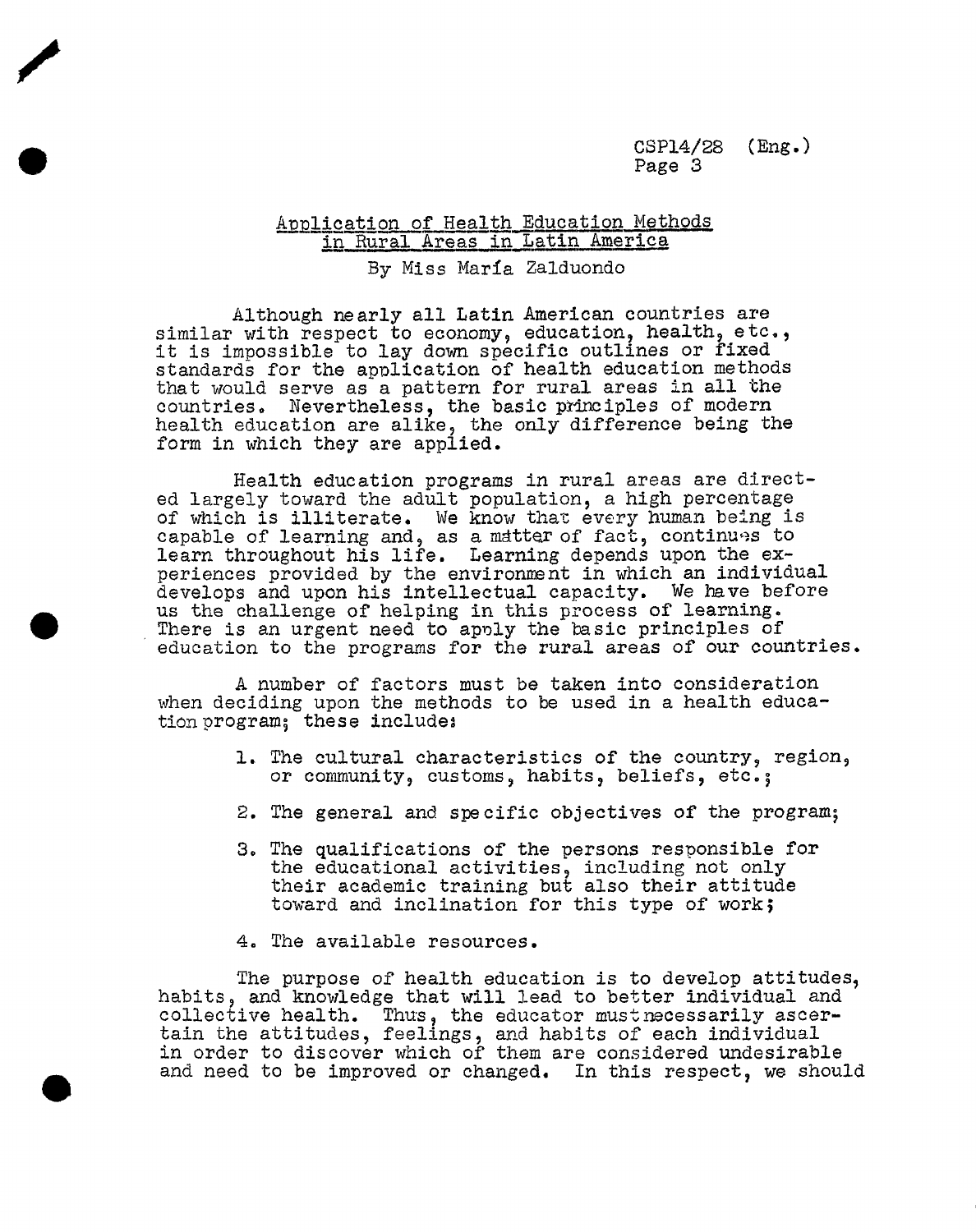## Application of Health Education Methods in Rural Areas in Latin America

By Miss María Zalduondo

Although nearly all Latin American countries are similar with respect to economy, education, health, etc., it is impossible to lay down specific outlines or fixed standards for the application of health education methods that would serve as a pattern for rural areas in all the countries. Nevertheless, the basic principles of modern health education are alike, the only difference being the form in which they are applied.

Health education programs in rural areas are directed largely toward the adult population, a high percentage of which is illiterate. We know that every human being is capable of learning and, as a matter of fact, continues to learn throughout his life. Learning depends upon the experiences provided by the environment in which an individual develops and upon his intellectual capacity. We have before us the challenge of helping in this process of learning. There is an urgent need to apply the basic principles of education to the programs for the rural areas of our countries.

A number of factors must be taken into consideration when deciding upon the methods to be used in a health education program; these include:

1. The cultural characteristics of the country, region, or community, customs, habits, beliefs, etc.;
2. The general and specific objectives of the program;
3. The qualifications of the persons responsible for the educational activities, including not only their academic training but also their attitude toward and inclination for this type of work;
4. The available resources.

The purpose of health education is to develop attitudes, habits, and knowledge that will lead to better individual and collective health. Thus, the educator must necessarily ascertain the attitudes, feelings, and habits of each individual in order to discover which of them are considered undesirable and need to be improved or changed. In this respect, we should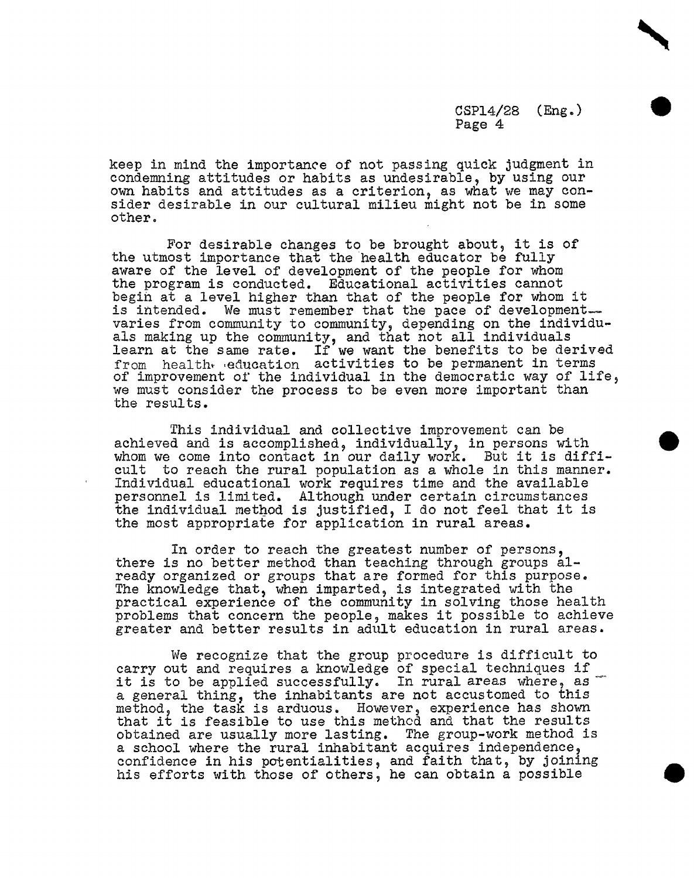keep in mind the importance of not passing quick judgment in condemning attitudes or habits as undesirable, by using our own habits and attitudes as a criterion, as what we may consider desirable in our cultural milieu might not be in some other.

For desirable changes to be brought about, it is of the utmost importance that the health educator be fully aware of the level of development of the people for whom the program is conducted. Educational activities cannot begin at a level higher than that of the people for whom it is intended. We must remember that the pace of development varies from community to community, depending on the individuals making up the community, and that not all individuals learn at the same rate. If we want the benefits to be derived from health education activities to be permanent in terms of improvement of the individual in the democratic way of life, we must consider the process to be even more important than the results.

This individual and collective improvement can be achieved and is accomplished, individually, in persons with whom we come into contact in our daily work. But it is difficult to reach the rural population as a whole in this manner. Individual educational work requires time and the available personnel is limited. Although under certain circumstances the individual method is justified, I do not feel that it is the most appropriate for application in rural areas.

In order to reach the greatest number of persons, there is no better method than teaching through groups already organized or groups that are formed for this purpose. The knowledge that, when imparted, is integrated with the practical experience of the community in solving those health problems that concern the people, makes it possible to achieve greater and better results in adult education in rural areas.

We recognize that the group procedure is difficult to carry out and requires a knowledge of special techniques if it is to be applied successfully. In rural areas where, as a general thing, the inhabitants are not accustomed to this method, the task is arduous. However, experience has shown that it is feasible to use this method and that the results obtained are usually more lasting. The group-work method is a school where the rural inhabitant acquires independence, confidence in his potentialities, and faith that, by joining his efforts with those of others, he can obtain a possible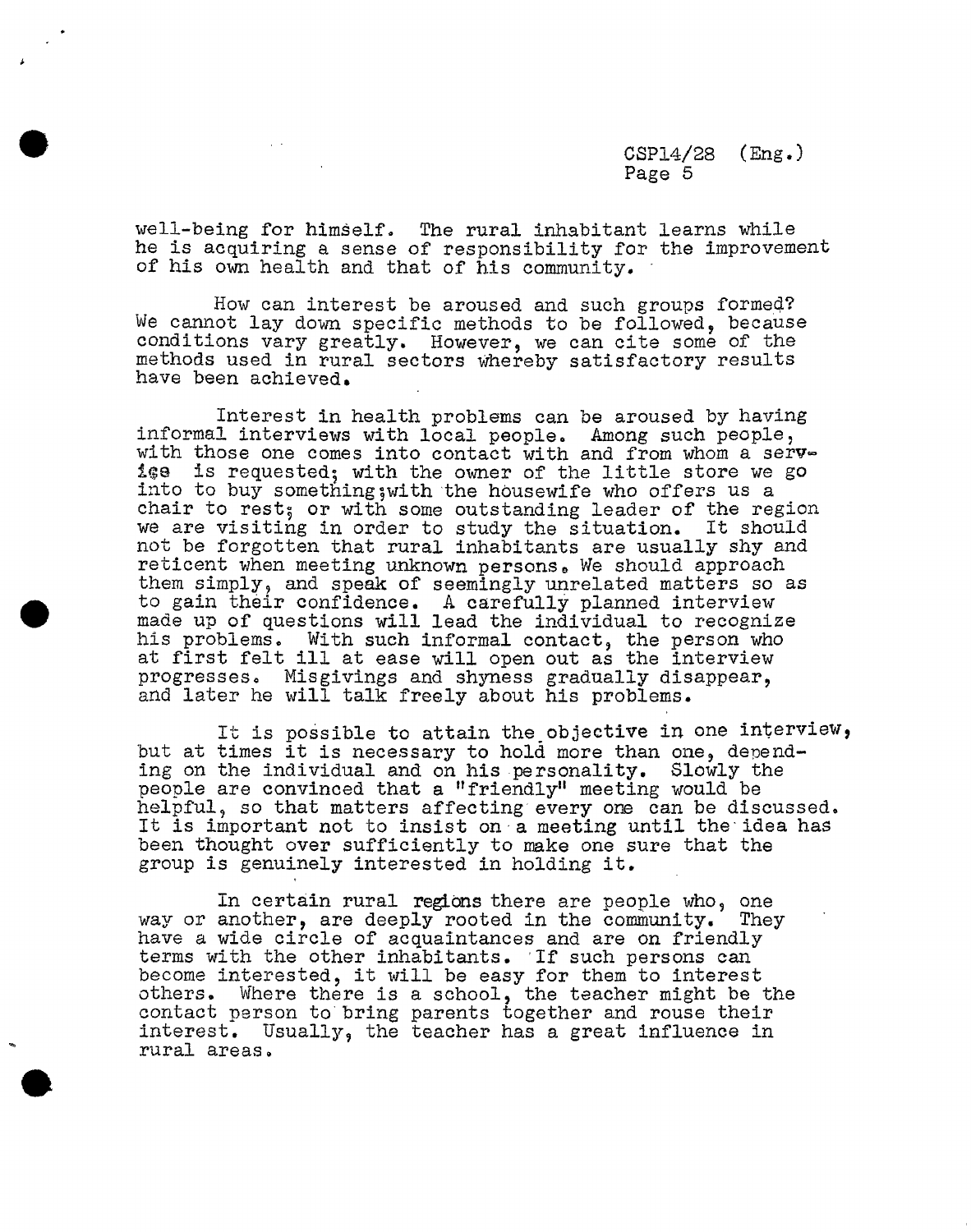well-being for himself. The rural inhabitant learns while he is acquiring a sense of responsibility for the improvement of his own health and that of his community.

How can interest be aroused and such groups formed? We cannot lay down specific methods to be followed, because conditions vary greatly. However, we can cite some of the methods used in rural sectors whereby satisfactory results have been achieved.

Interest in health problems can be aroused by having informal interviews with local people. Among such people, with those one comes into contact with and from whom a service is requested; with the owner of the little store we go into to buy something; with the housewife who offers us a chair to rest; or with some outstanding leader of the region we are visiting in order to study the situation. It should not be forgotten that rural inhabitants are usually shy and reticent when meeting unknown persons. We should approach them simply, and speak of seemingly unrelated matters so as to gain their confidence. A carefully planned interview made up of questions will lead the individual to recognize his problems. With such informal contact, the person who at first felt ill at ease will open out as the interview progresses. Misgivings and shyness gradually disappear, and later he will talk freely about his problems.

It is possible to attain the objective in one interview, but at times it is necessary to hold more than one, depending on the individual and on his personality. Slowly the people are convinced that a "friendly" meeting would be helpful, so that matters affecting every one can be discussed. It is important not to insist on a meeting until the idea has been thought over sufficiently to make one sure that the group is genuinely interested in holding it.

In certain rural regions there are people who, one way or another, are deeply rooted in the community. They have a wide circle of acquaintances and are on friendly terms with the other inhabitants. If such persons can become interested, it will be easy for them to interest others. Where there is a school, the teacher might be the contact person to bring parents together and rouse their interest. Usually, the teacher has a great influence in rural areas.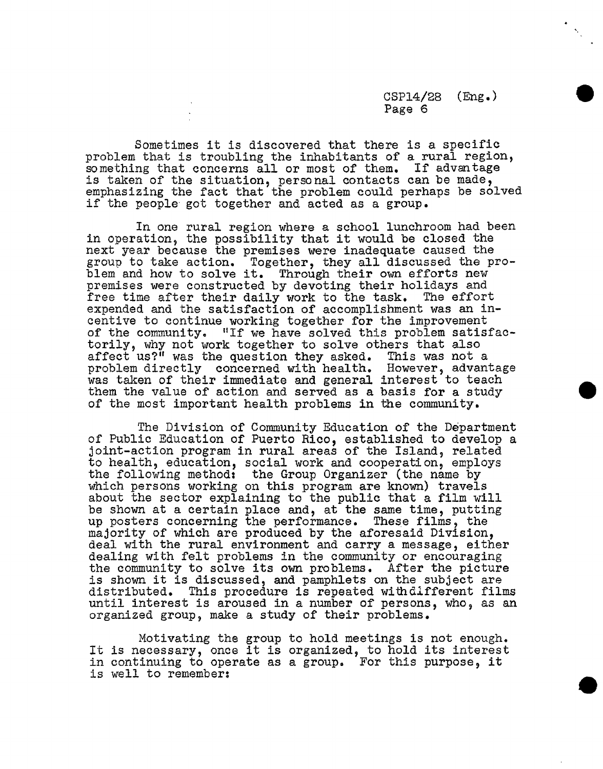Sometimes it is discovered that there is a specific problem that is troubling the inhabitants of a rural region, something that concerns all or most of them. If advantage is taken of the situation, personal contacts can be made, emphasizing the fact that the problem could perhaps be solved if the people got together and acted as a group.

In one rural region where a school lunchroom had been in operation, the possibility that it would be closed the next year because the premises were inadequate caused the group to take action. Together, they all discussed the problem and how to solve it. Through their own efforts new premises were constructed by devoting their holidays and free time after their daily work to the task. The effort expended and the satisfaction of accomplishment was an incentive to continue working together for the improvement of the community. "If we have solved this problem satisfactorily, why not work together to solve others that also affect us?" was the question they asked. This was not a problem directly concerned with health. However, advantage was taken of their immediate and general interest to teach them the value of action and served as a basis for a study of the most important health problems in the community.

The Division of Community Education of the Department of Public Education of Puerto Rico, established to develop a joint-action program in rural areas of the Island, related to health, education, social work and cooperation, employs the following method: the Group Organizer (the name by which persons working on this program are known) travels about the sector explaining to the public that a film will be shown at a certain place and, at the same time, putting up posters concerning the performance. These films, the majority of which are produced by the aforesaid Division, deal with the rural environment and carry a message, either dealing with felt problems in the community or encouraging the community to solve its own problems. After the picture is shown it is discussed, and pamphlets on the subject are distributed. This procedure is repeated with different films until interest is aroused in a number of persons, who, as an organized group, make a study of their problems.

Motivating the group to hold meetings is not enough. It is necessary, once it is organized, to hold its interest in continuing to operate as a group. For this purpose, it is well to remember: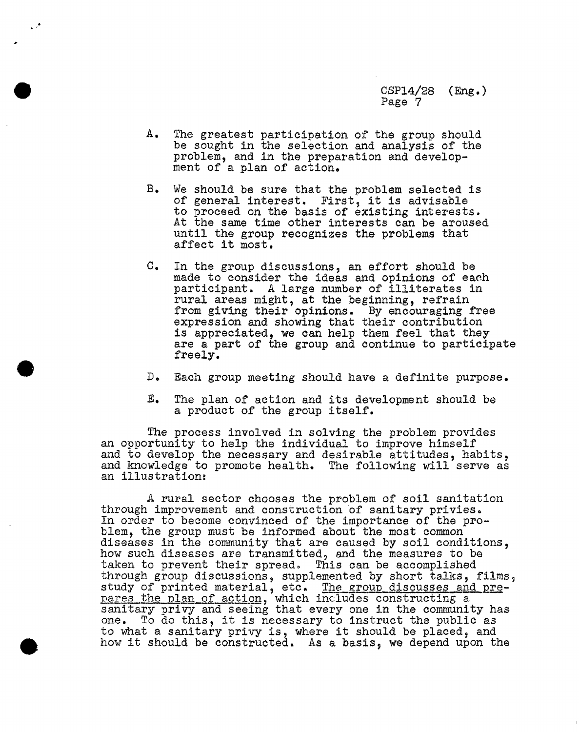A. The greatest participation of the group should be sought in the selection and analysis of the problem, and in the preparation and development of a plan of action.

B. We should be sure that the problem selected is of general interest. First, it is advisable to proceed on the basis of existing interests. At the same time other interests can be aroused until the group recognizes the problems that affect it most.

C. In the group discussions, an effort should be made to consider the ideas and opinions of each participant. A large number of illiterates in rural areas might, at the beginning, refrain from giving their opinions. By encouraging free expression and showing that their contribution is appreciated, we can help them feel that they are a part of the group and continue to participate freely.

D. Each group meeting should have a definite purpose.

E. The plan of action and its development should be a product of the group itself.

The process involved in solving the problem provides an opportunity to help the individual to improve himself and to develop the necessary and desirable attitudes, habits, and knowledge to promote health. The following will serve as an illustration:

A rural sector chooses the problem of soil sanitation through improvement and construction of sanitary privies. In order to become convinced of the importance of the problem, the group must be informed about the most common diseases in the community that are caused by soil conditions, how such diseases are transmitted, and the measures to be taken to prevent their spread. This can be accomplished through group discussions, supplemented by short talks, films, study of printed material, etc. <u>The group discusses and prepares the plan of action</u>, which includes constructing a sanitary privy and seeing that every one in the community has one. To do this, it is necessary to instruct the public as to what a sanitary privy is, where it should be placed, and how it should be constructed. As a basis, we depend upon the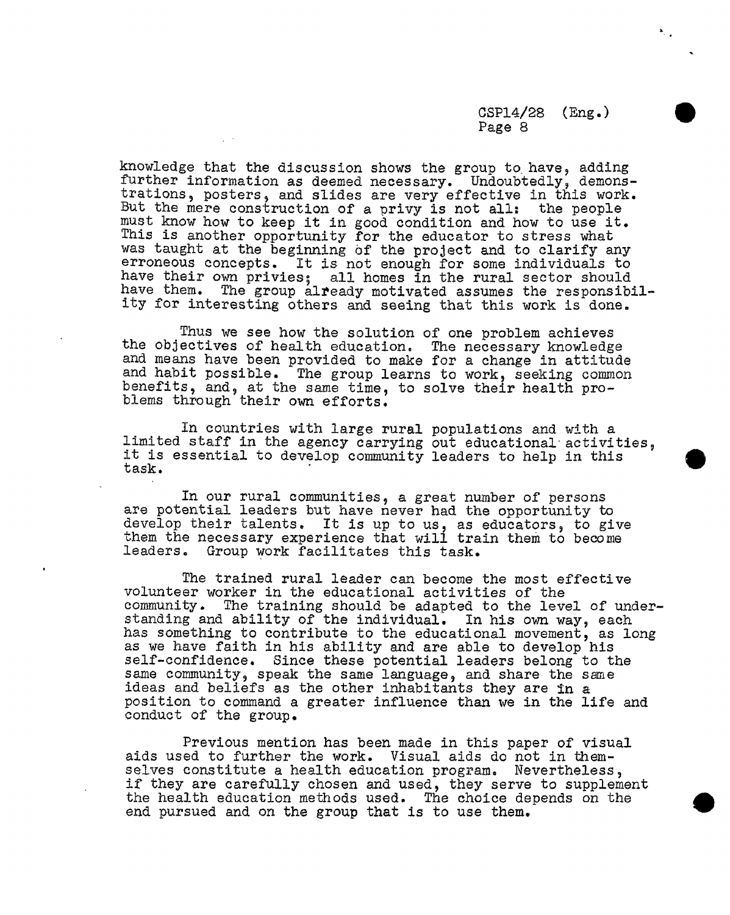knowledge that the discussion shows the group to have, adding further information as deemed necessary. Undoubtedly, demonstrations, posters, and slides are very effective in this work. But the mere construction of a privy is not all: the people must know how to keep it in good condition and how to use it. This is another opportunity for the educator to stress what was taught at the beginning of the project and to clarify any erroneous concepts. It is not enough for some individuals to have their own privies; all homes in the rural sector should have them. The group already motivated assumes the responsibility for interesting others and seeing that this work is done.

Thus we see how the solution of one problem achieves the objectives of health education. The necessary knowledge and means have been provided to make for a change in attitude and habit possible. The group learns to work, seeking common benefits, and, at the same time, to solve their health problems through their own efforts.

In countries with large rural populations and with a limited staff in the agency carrying out educational activities, it is essential to develop community leaders to help in this task.

In our rural communities, a great number of persons are potential leaders but have never had the opportunity to develop their talents. It is up to us, as educators, to give them the necessary experience that will train them to become leaders. Group work facilitates this task.

The trained rural leader can become the most effective volunteer worker in the educational activities of the community. The training should be adapted to the level of understanding and ability of the individual. In his own way, each has something to contribute to the educational movement, as long as we have faith in his ability and are able to develop his self-confidence. Since these potential leaders belong to the same community, speak the same language, and share the same ideas and beliefs as the other inhabitants they are in a position to command a greater influence than we in the life and conduct of the group.

Previous mention has been made in this paper of visual aids used to further the work. Visual aids do not in themselves constitute a health education program. Nevertheless, if they are carefully chosen and used, they serve to supplement the health education methods used. The choice depends on the end pursued and on the group that is to use them.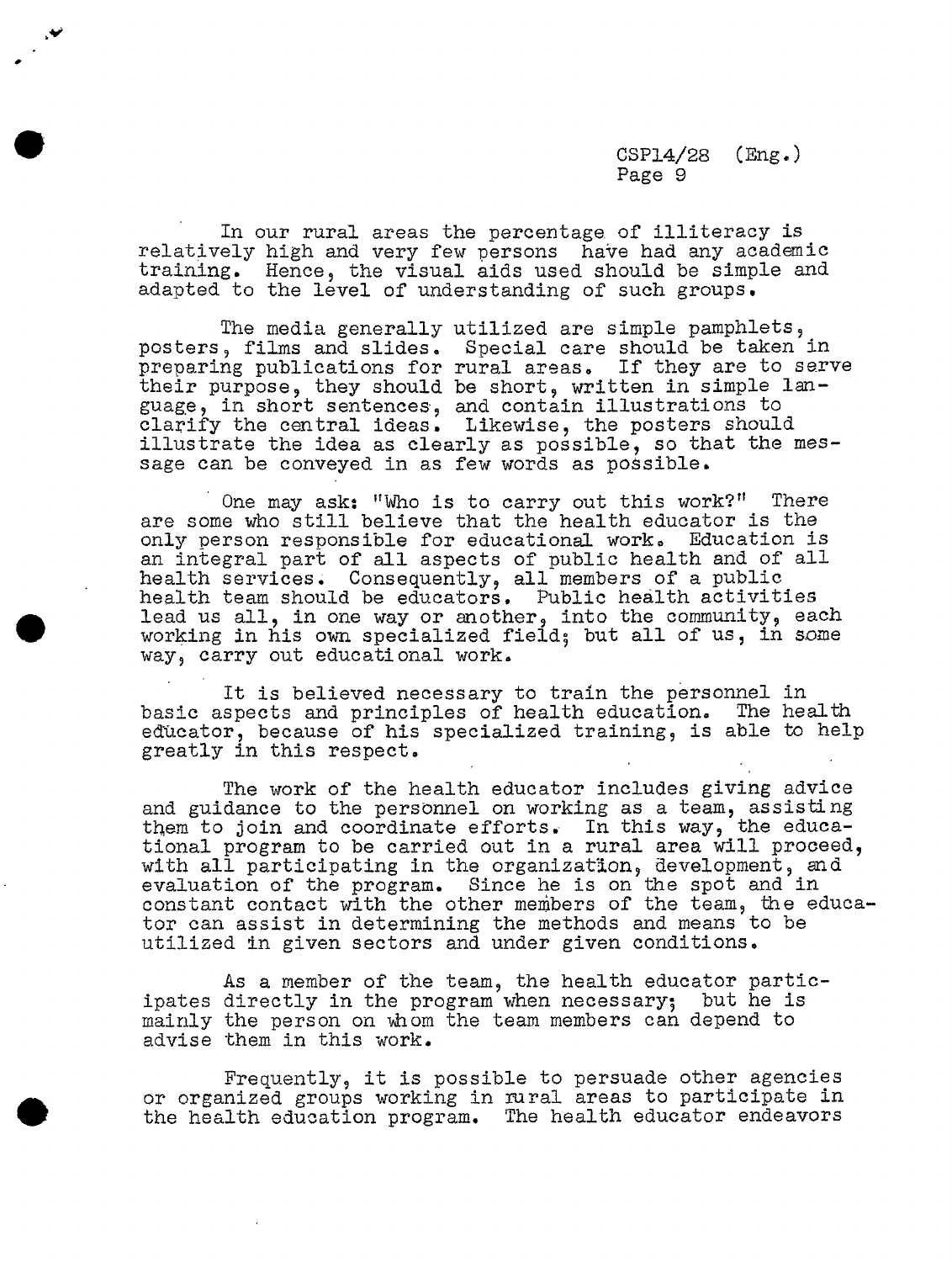In our rural areas the percentage of illiteracy is relatively high and very few persons have had any academic training. Hence, the visual aids used should be simple and adapted to the level of understanding of such groups.

The media generally utilized are simple pamphlets, posters, films and slides. Special care should be taken in preparing publications for rural areas. If they are to serve their purpose, they should be short, written in simple language, in short sentences, and contain illustrations to clarify the central ideas. Likewise, the posters should illustrate the idea as clearly as possible, so that the message can be conveyed in as few words as possible.

One may ask: "Who is to carry out this work?" There are some who still believe that the health educator is the only person responsible for educational work. Education is an integral part of all aspects of public health and of all health services. Consequently, all members of a public health team should be educators. Public health activities lead us all, in one way or another, into the community, each working in his own specialized field; but all of us, in some way, carry out educational work.

It is believed necessary to train the personnel in basic aspects and principles of health education. The health educator, because of his specialized training, is able to help greatly in this respect.

The work of the health educator includes giving advice and guidance to the personnel on working as a team, assisting them to join and coordinate efforts. In this way, the educational program to be carried out in a rural area will proceed, with all participating in the organization, development, and evaluation of the program. Since he is on the spot and in constant contact with the other members of the team, the educator can assist in determining the methods and means to be utilized in given sectors and under given conditions.

As a member of the team, the health educator participates directly in the program when necessary; but he is mainly the person on whom the team members can depend to advise them in this work.

Frequently, it is possible to persuade other agencies or organized groups working in rural areas to participate in the health education program. The health educator endeavors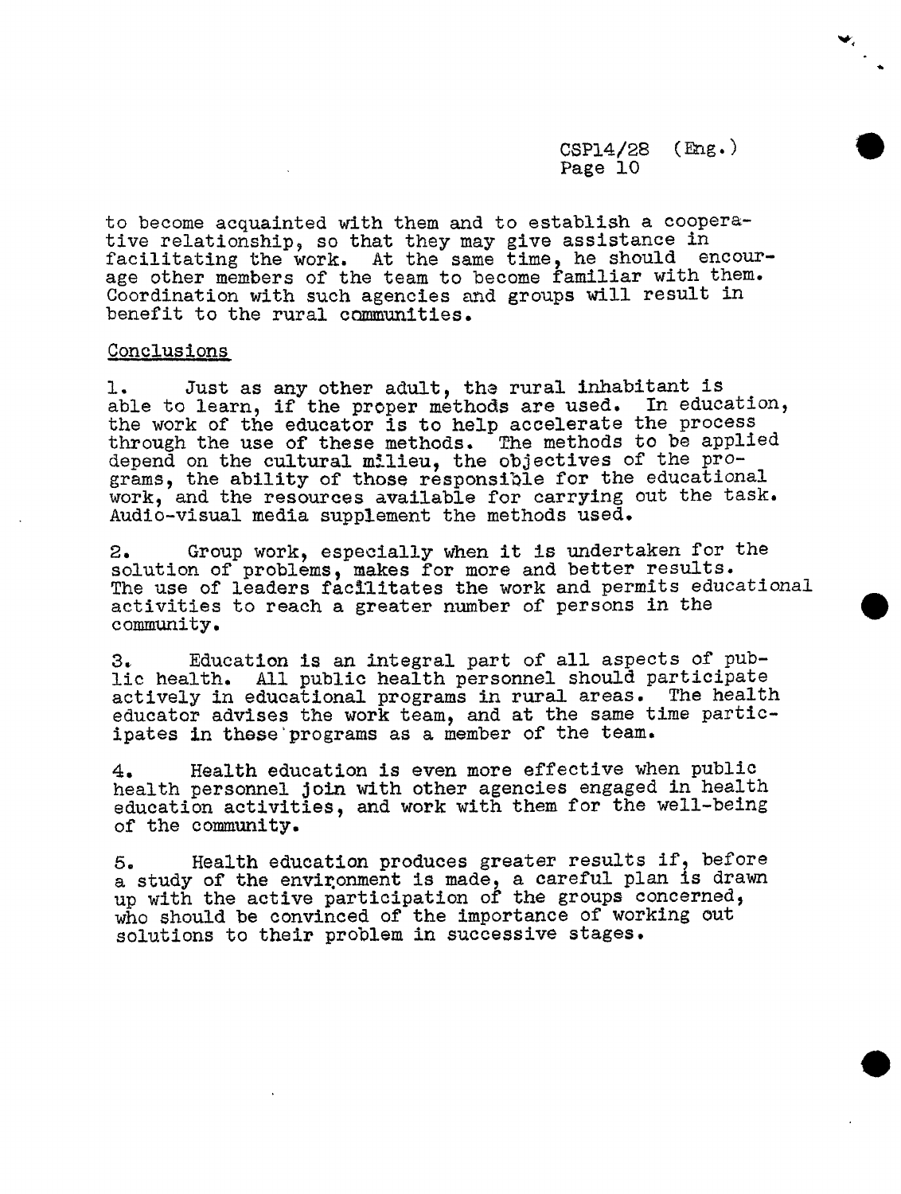to become acquainted with them and to establish a cooperative relationship, so that they may give assistance in facilitating the work. At the same time, he should encourage other members of the team to become familiar with them. Coordination with such agencies and groups will result in benefit to the rural communities.

## Conclusions

1. Just as any other adult, the rural inhabitant is able to learn, if the proper methods are used. In education, the work of the educator is to help accelerate the process through the use of these methods. The methods to be applied depend on the cultural milieu, the objectives of the programs, the ability of those responsible for the educational work, and the resources available for carrying out the task. Audio-visual media supplement the methods used.

2. Group work, especially when it is undertaken for the solution of problems, makes for more and better results. The use of leaders facilitates the work and permits educational activities to reach a greater number of persons in the community.

3. Education is an integral part of all aspects of public health. All public health personnel should participate actively in educational programs in rural areas. The health educator advises the work team, and at the same time participates in these programs as a member of the team.

4. Health education is even more effective when public health personnel join with other agencies engaged in health education activities, and work with them for the well-being of the community.

5. Health education produces greater results if, before a study of the environment is made, a careful plan is drawn up with the active participation of the groups concerned, who should be convinced of the importance of working out solutions to their problem in successive stages.